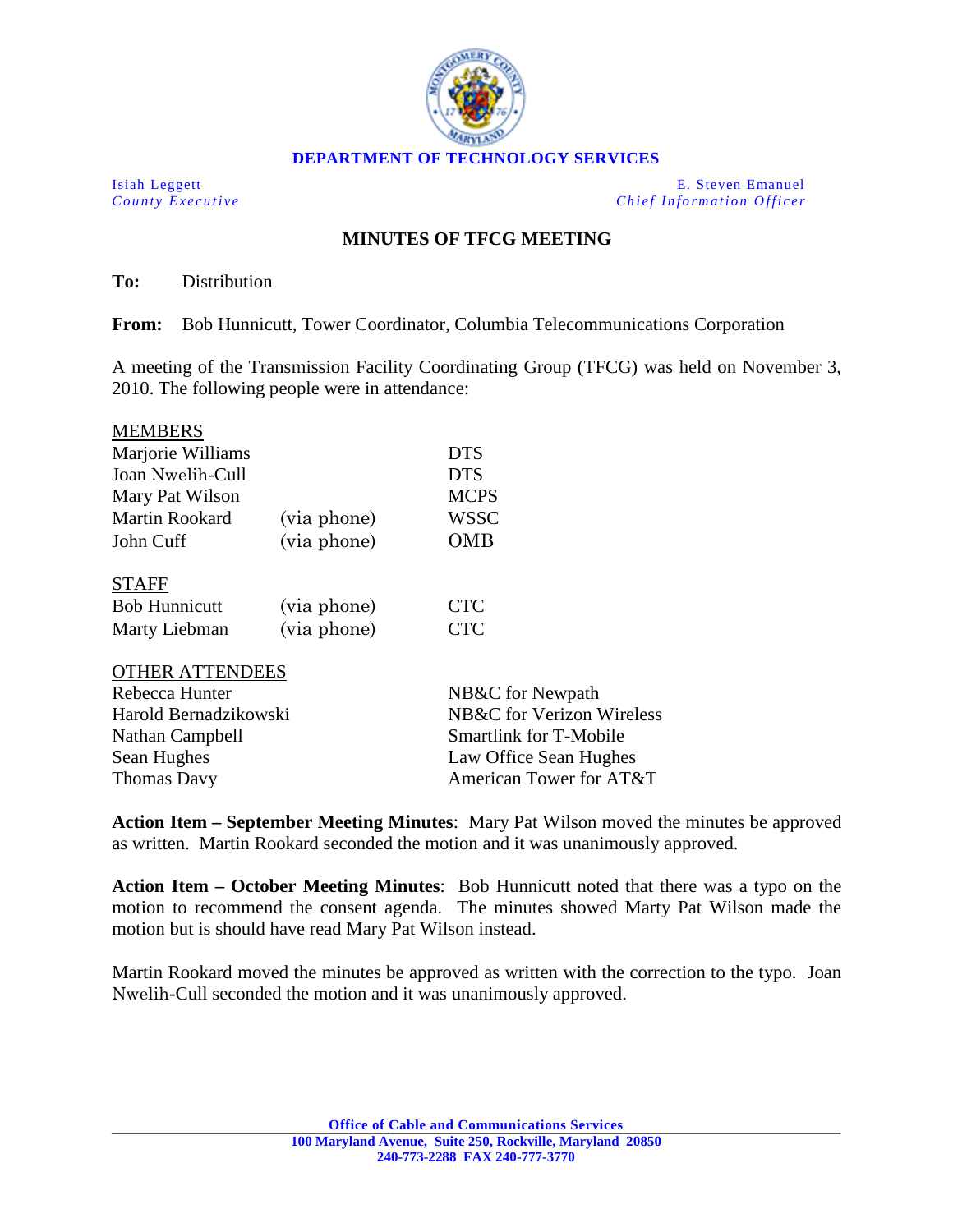**DEPARTMENT OF TECHNOLOGY SERVICES**

Isiah Leggett
*County Executive*

E. Steven Emanuel
*Chief Information Officer*

## MINUTES OF TFCG MEETING

**To:** Distribution

**From:** Bob Hunnicutt, Tower Coordinator, Columbia Telecommunications Corporation

A meeting of the Transmission Facility Coordinating Group (TFCG) was held on November 3, 2010. The following people were in attendance:

MEMBERS

| | | |
|---|---|---|
| Marjorie Williams | | DTS |
| Joan Nwelih-Cull | | DTS |
| Mary Pat Wilson | | MCPS |
| Martin Rookard | (via phone) | WSSC |
| John Cuff | (via phone) | OMB |

STAFF

| | | |
|---|---|---|
| Bob Hunnicutt | (via phone) | CTC |
| Marty Liebman | (via phone) | CTC |

OTHER ATTENDEES

| | |
|---|---|
| Rebecca Hunter | NB&C for Newpath |
| Harold Bernadzikowski | NB&C for Verizon Wireless |
| Nathan Campbell | Smartlink for T-Mobile |
| Sean Hughes | Law Office Sean Hughes |
| Thomas Davy | American Tower for AT&T |

**Action Item – September Meeting Minutes**: Mary Pat Wilson moved the minutes be approved as written. Martin Rookard seconded the motion and it was unanimously approved.

**Action Item – October Meeting Minutes**: Bob Hunnicutt noted that there was a typo on the motion to recommend the consent agenda. The minutes showed Marty Pat Wilson made the motion but is should have read Mary Pat Wilson instead.

Martin Rookard moved the minutes be approved as written with the correction to the typo. Joan Nwelih-Cull seconded the motion and it was unanimously approved.

Office of Cable and Communications Services
100 Maryland Avenue, Suite 250, Rockville, Maryland 20850
240-773-2288 FAX 240-777-3770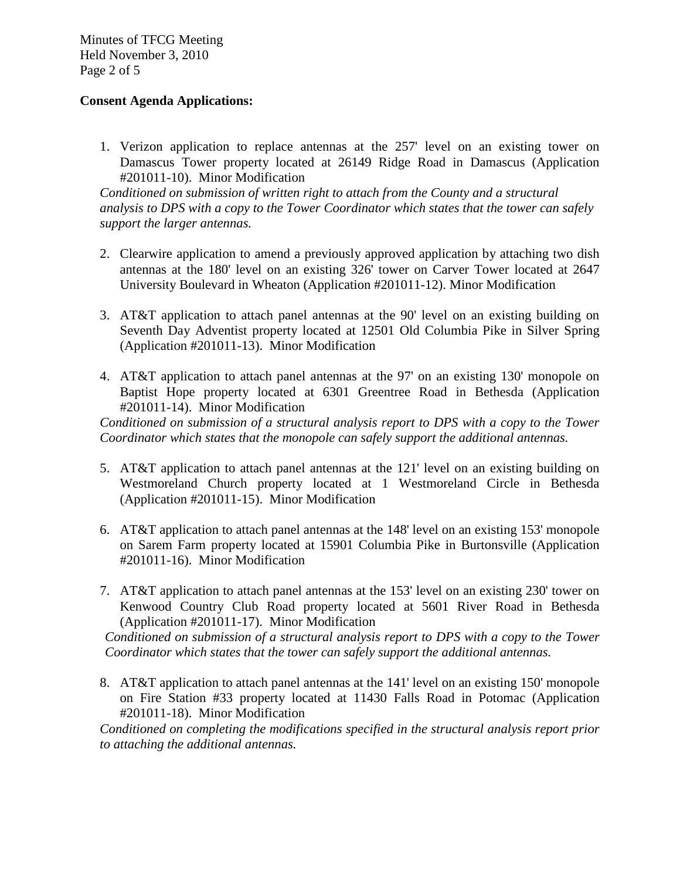**Consent Agenda Applications:**

1. Verizon application to replace antennas at the 257' level on an existing tower on Damascus Tower property located at 26149 Ridge Road in Damascus (Application #201011-10). Minor Modification
*Conditioned on submission of written right to attach from the County and a structural analysis to DPS with a copy to the Tower Coordinator which states that the tower can safely support the larger antennas.*

2. Clearwire application to amend a previously approved application by attaching two dish antennas at the 180' level on an existing 326' tower on Carver Tower located at 2647 University Boulevard in Wheaton (Application #201011-12). Minor Modification

3. AT&T application to attach panel antennas at the 90' level on an existing building on Seventh Day Adventist property located at 12501 Old Columbia Pike in Silver Spring (Application #201011-13). Minor Modification

4. AT&T application to attach panel antennas at the 97' on an existing 130' monopole on Baptist Hope property located at 6301 Greentree Road in Bethesda (Application #201011-14). Minor Modification
*Conditioned on submission of a structural analysis report to DPS with a copy to the Tower Coordinator which states that the monopole can safely support the additional antennas.*

5. AT&T application to attach panel antennas at the 121' level on an existing building on Westmoreland Church property located at 1 Westmoreland Circle in Bethesda (Application #201011-15). Minor Modification

6. AT&T application to attach panel antennas at the 148' level on an existing 153' monopole on Sarem Farm property located at 15901 Columbia Pike in Burtonsville (Application #201011-16). Minor Modification

7. AT&T application to attach panel antennas at the 153' level on an existing 230' tower on Kenwood Country Club Road property located at 5601 River Road in Bethesda (Application #201011-17). Minor Modification
*Conditioned on submission of a structural analysis report to DPS with a copy to the Tower Coordinator which states that the tower can safely support the additional antennas.*

8. AT&T application to attach panel antennas at the 141' level on an existing 150' monopole on Fire Station #33 property located at 11430 Falls Road in Potomac (Application #201011-18). Minor Modification
*Conditioned on completing the modifications specified in the structural analysis report prior to attaching the additional antennas.*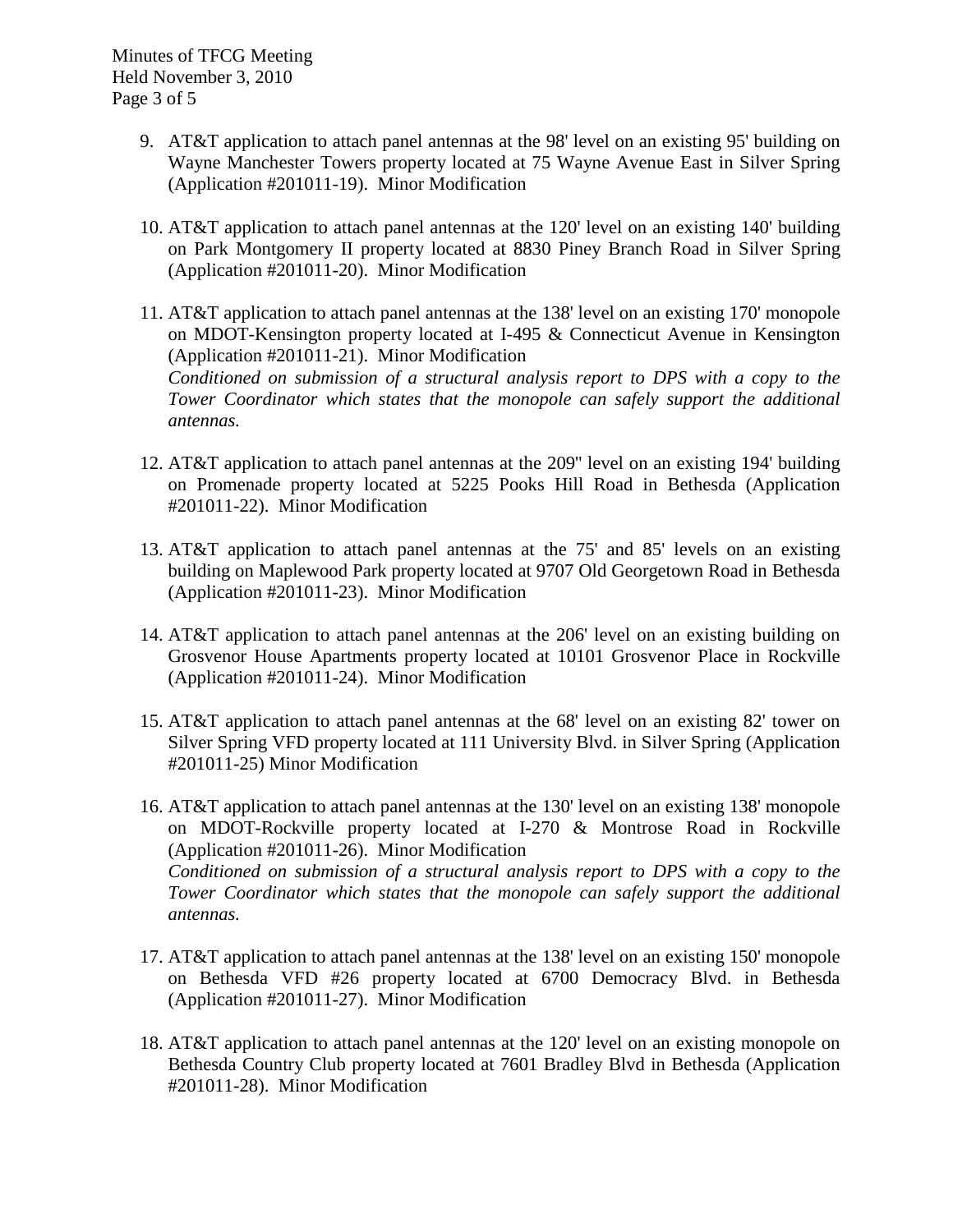9. AT&T application to attach panel antennas at the 98' level on an existing 95' building on Wayne Manchester Towers property located at 75 Wayne Avenue East in Silver Spring (Application #201011-19). Minor Modification

10. AT&T application to attach panel antennas at the 120' level on an existing 140' building on Park Montgomery II property located at 8830 Piney Branch Road in Silver Spring (Application #201011-20). Minor Modification

11. AT&T application to attach panel antennas at the 138' level on an existing 170' monopole on MDOT-Kensington property located at I-495 & Connecticut Avenue in Kensington (Application #201011-21). Minor Modification
    *Conditioned on submission of a structural analysis report to DPS with a copy to the Tower Coordinator which states that the monopole can safely support the additional antennas.*

12. AT&T application to attach panel antennas at the 209" level on an existing 194' building on Promenade property located at 5225 Pooks Hill Road in Bethesda (Application #201011-22). Minor Modification

13. AT&T application to attach panel antennas at the 75' and 85' levels on an existing building on Maplewood Park property located at 9707 Old Georgetown Road in Bethesda (Application #201011-23). Minor Modification

14. AT&T application to attach panel antennas at the 206' level on an existing building on Grosvenor House Apartments property located at 10101 Grosvenor Place in Rockville (Application #201011-24). Minor Modification

15. AT&T application to attach panel antennas at the 68' level on an existing 82' tower on Silver Spring VFD property located at 111 University Blvd. in Silver Spring (Application #201011-25) Minor Modification

16. AT&T application to attach panel antennas at the 130' level on an existing 138' monopole on MDOT-Rockville property located at I-270 & Montrose Road in Rockville (Application #201011-26). Minor Modification
    *Conditioned on submission of a structural analysis report to DPS with a copy to the Tower Coordinator which states that the monopole can safely support the additional antennas.*

17. AT&T application to attach panel antennas at the 138' level on an existing 150' monopole on Bethesda VFD #26 property located at 6700 Democracy Blvd. in Bethesda (Application #201011-27). Minor Modification

18. AT&T application to attach panel antennas at the 120' level on an existing monopole on Bethesda Country Club property located at 7601 Bradley Blvd in Bethesda (Application #201011-28). Minor Modification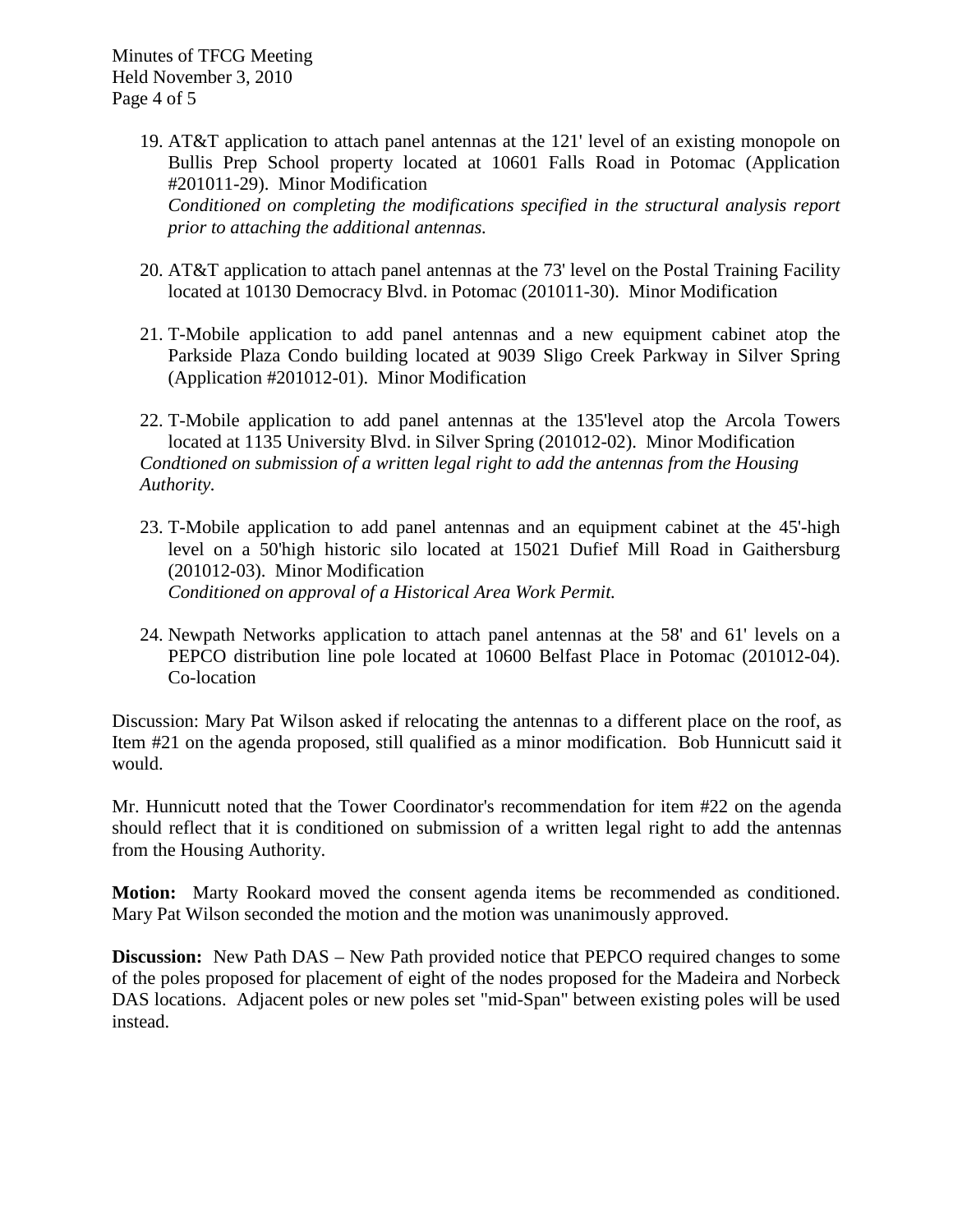19. AT&T application to attach panel antennas at the 121' level of an existing monopole on Bullis Prep School property located at 10601 Falls Road in Potomac (Application #201011-29). Minor Modification
    *Conditioned on completing the modifications specified in the structural analysis report prior to attaching the additional antennas.*

20. AT&T application to attach panel antennas at the 73' level on the Postal Training Facility located at 10130 Democracy Blvd. in Potomac (201011-30). Minor Modification

21. T-Mobile application to add panel antennas and a new equipment cabinet atop the Parkside Plaza Condo building located at 9039 Sligo Creek Parkway in Silver Spring (Application #201012-01). Minor Modification

22. T-Mobile application to add panel antennas at the 135'level atop the Arcola Towers located at 1135 University Blvd. in Silver Spring (201012-02). Minor Modification
    *Condtioned on submission of a written legal right to add the antennas from the Housing Authority.*

23. T-Mobile application to add panel antennas and an equipment cabinet at the 45'-high level on a 50'high historic silo located at 15021 Dufief Mill Road in Gaithersburg (201012-03). Minor Modification
    *Conditioned on approval of a Historical Area Work Permit.*

24. Newpath Networks application to attach panel antennas at the 58' and 61' levels on a PEPCO distribution line pole located at 10600 Belfast Place in Potomac (201012-04). Co-location

Discussion: Mary Pat Wilson asked if relocating the antennas to a different place on the roof, as Item #21 on the agenda proposed, still qualified as a minor modification. Bob Hunnicutt said it would.

Mr. Hunnicutt noted that the Tower Coordinator's recommendation for item #22 on the agenda should reflect that it is conditioned on submission of a written legal right to add the antennas from the Housing Authority.

**Motion:** Marty Rookard moved the consent agenda items be recommended as conditioned. Mary Pat Wilson seconded the motion and the motion was unanimously approved.

**Discussion:** New Path DAS – New Path provided notice that PEPCO required changes to some of the poles proposed for placement of eight of the nodes proposed for the Madeira and Norbeck DAS locations. Adjacent poles or new poles set "mid-Span" between existing poles will be used instead.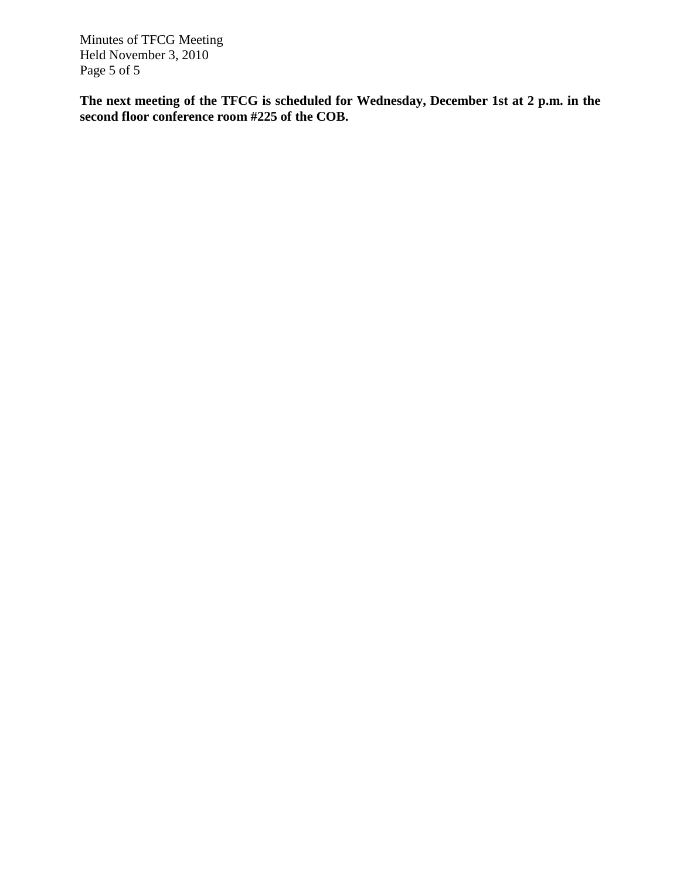**The next meeting of the TFCG is scheduled for Wednesday, December 1st at 2 p.m. in the second floor conference room #225 of the COB.**